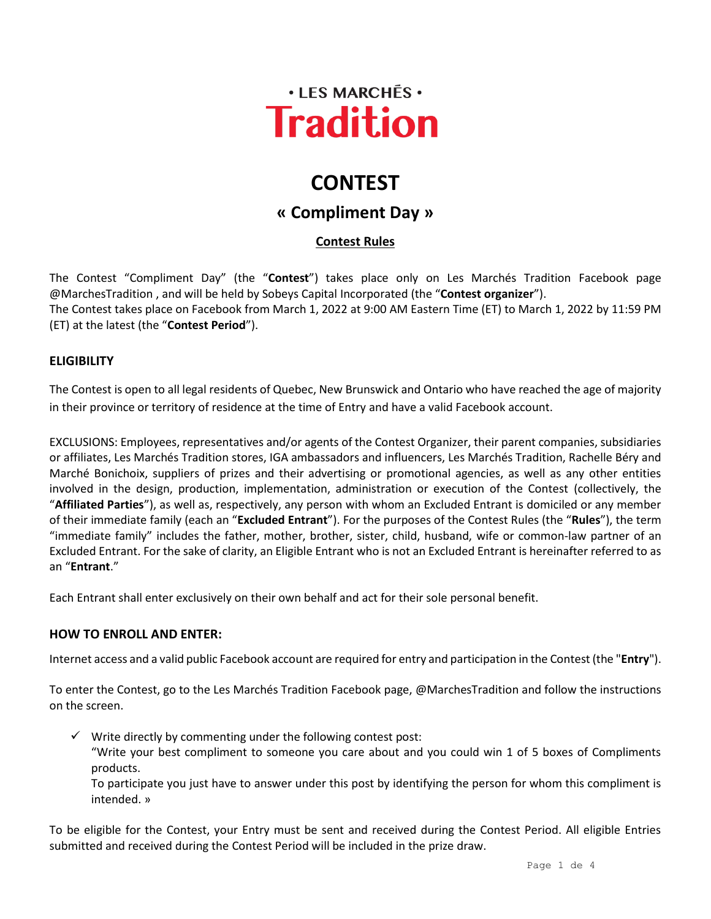• LES MARCHÉS •

**Tradition**

# CONTEST

## « Compliment Day »

### Contest Rules

The Contest "Compliment Day" (the "**Contest**") takes place only on Les Marchés Tradition Facebook page @MarchesTradition , and will be held by Sobeys Capital Incorporated (the "**Contest organizer**").
The Contest takes place on Facebook from March 1, 2022 at 9:00 AM Eastern Time (ET) to March 1, 2022 by 11:59 PM (ET) at the latest (the "**Contest Period**").

## ELIGIBILITY

The Contest is open to all legal residents of Quebec, New Brunswick and Ontario who have reached the age of majority in their province or territory of residence at the time of Entry and have a valid Facebook account.

EXCLUSIONS: Employees, representatives and/or agents of the Contest Organizer, their parent companies, subsidiaries or affiliates, Les Marchés Tradition stores, IGA ambassadors and influencers, Les Marchés Tradition, Rachelle Béry and Marché Bonichoix, suppliers of prizes and their advertising or promotional agencies, as well as any other entities involved in the design, production, implementation, administration or execution of the Contest (collectively, the "**Affiliated Parties**"), as well as, respectively, any person with whom an Excluded Entrant is domiciled or any member of their immediate family (each an "**Excluded Entrant**"). For the purposes of the Contest Rules (the "**Rules**"), the term "immediate family" includes the father, mother, brother, sister, child, husband, wife or common-law partner of an Excluded Entrant. For the sake of clarity, an Eligible Entrant who is not an Excluded Entrant is hereinafter referred to as an "**Entrant**."

Each Entrant shall enter exclusively on their own behalf and act for their sole personal benefit.

## HOW TO ENROLL AND ENTER:

Internet access and a valid public Facebook account are required for entry and participation in the Contest (the "**Entry**").

To enter the Contest, go to the Les Marchés Tradition Facebook page, @MarchesTradition and follow the instructions on the screen.

- ✓ Write directly by commenting under the following contest post:
  "Write your best compliment to someone you care about and you could win 1 of 5 boxes of Compliments products.
  To participate you just have to answer under this post by identifying the person for whom this compliment is intended. »

To be eligible for the Contest, your Entry must be sent and received during the Contest Period. All eligible Entries submitted and received during the Contest Period will be included in the prize draw.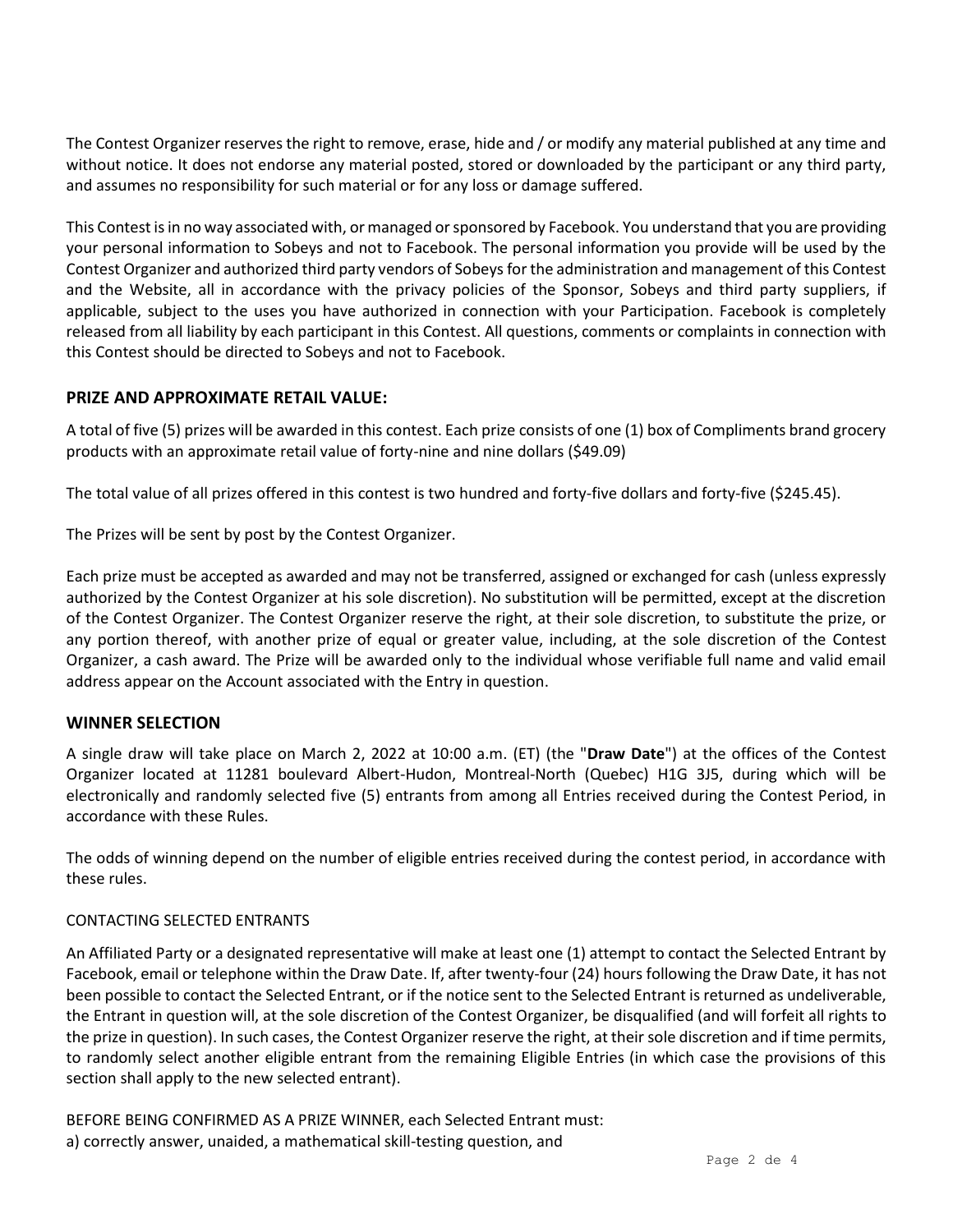The Contest Organizer reserves the right to remove, erase, hide and / or modify any material published at any time and without notice. It does not endorse any material posted, stored or downloaded by the participant or any third party, and assumes no responsibility for such material or for any loss or damage suffered.

This Contest is in no way associated with, or managed or sponsored by Facebook. You understand that you are providing your personal information to Sobeys and not to Facebook. The personal information you provide will be used by the Contest Organizer and authorized third party vendors of Sobeys for the administration and management of this Contest and the Website, all in accordance with the privacy policies of the Sponsor, Sobeys and third party suppliers, if applicable, subject to the uses you have authorized in connection with your Participation. Facebook is completely released from all liability by each participant in this Contest. All questions, comments or complaints in connection with this Contest should be directed to Sobeys and not to Facebook.

## PRIZE AND APPROXIMATE RETAIL VALUE:

A total of five (5) prizes will be awarded in this contest. Each prize consists of one (1) box of Compliments brand grocery products with an approximate retail value of forty-nine and nine dollars ($49.09)

The total value of all prizes offered in this contest is two hundred and forty-five dollars and forty-five ($245.45).

The Prizes will be sent by post by the Contest Organizer.

Each prize must be accepted as awarded and may not be transferred, assigned or exchanged for cash (unless expressly authorized by the Contest Organizer at his sole discretion). No substitution will be permitted, except at the discretion of the Contest Organizer. The Contest Organizer reserve the right, at their sole discretion, to substitute the prize, or any portion thereof, with another prize of equal or greater value, including, at the sole discretion of the Contest Organizer, a cash award. The Prize will be awarded only to the individual whose verifiable full name and valid email address appear on the Account associated with the Entry in question.

## WINNER SELECTION

A single draw will take place on March 2, 2022 at 10:00 a.m. (ET) (the "**Draw Date**") at the offices of the Contest Organizer located at 11281 boulevard Albert-Hudon, Montreal-North (Quebec) H1G 3J5, during which will be electronically and randomly selected five (5) entrants from among all Entries received during the Contest Period, in accordance with these Rules.

The odds of winning depend on the number of eligible entries received during the contest period, in accordance with these rules.

CONTACTING SELECTED ENTRANTS

An Affiliated Party or a designated representative will make at least one (1) attempt to contact the Selected Entrant by Facebook, email or telephone within the Draw Date. If, after twenty-four (24) hours following the Draw Date, it has not been possible to contact the Selected Entrant, or if the notice sent to the Selected Entrant is returned as undeliverable, the Entrant in question will, at the sole discretion of the Contest Organizer, be disqualified (and will forfeit all rights to the prize in question). In such cases, the Contest Organizer reserve the right, at their sole discretion and if time permits, to randomly select another eligible entrant from the remaining Eligible Entries (in which case the provisions of this section shall apply to the new selected entrant).

BEFORE BEING CONFIRMED AS A PRIZE WINNER, each Selected Entrant must:
a) correctly answer, unaided, a mathematical skill-testing question, and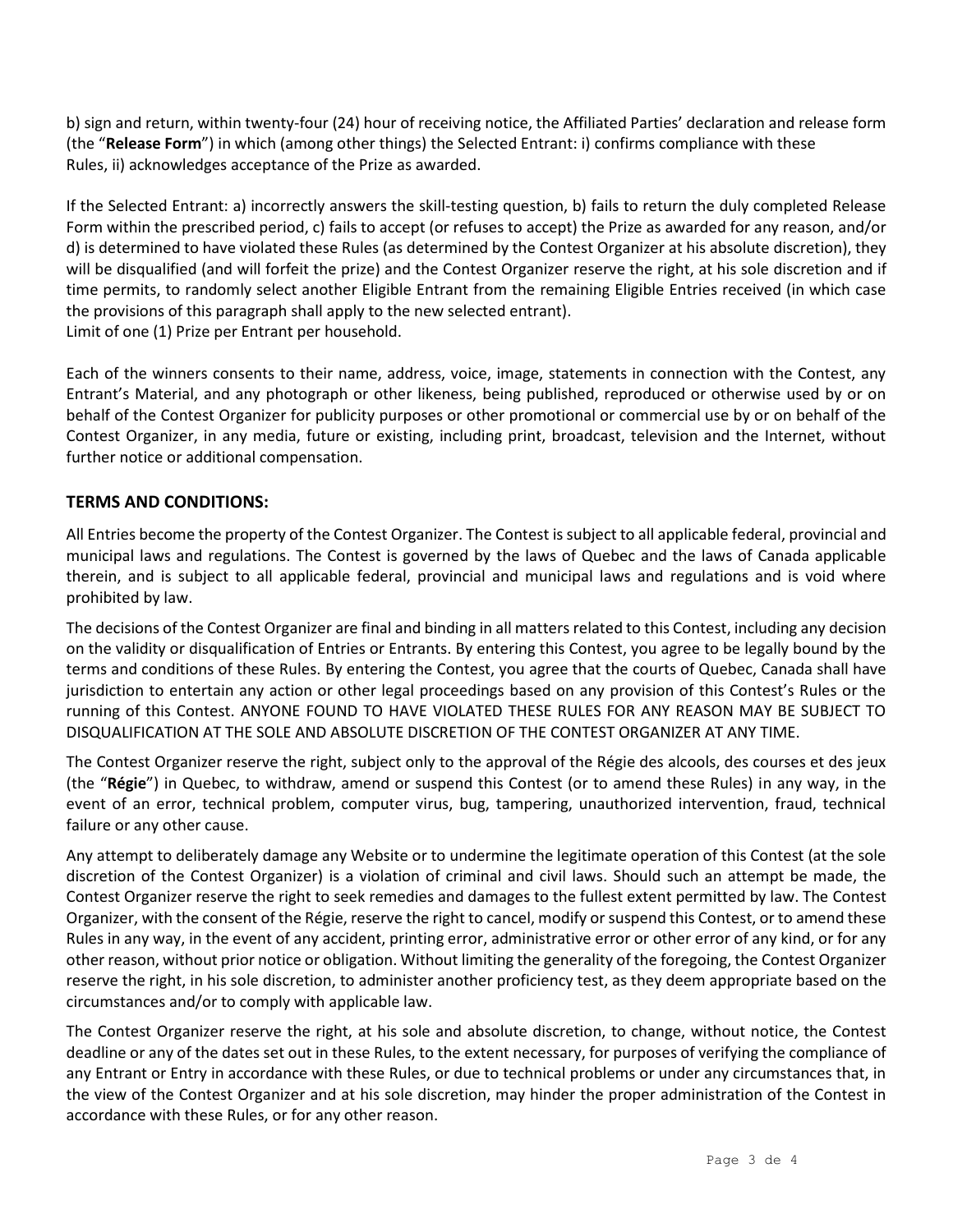b) sign and return, within twenty-four (24) hour of receiving notice, the Affiliated Parties' declaration and release form (the "**Release Form**") in which (among other things) the Selected Entrant: i) confirms compliance with these Rules, ii) acknowledges acceptance of the Prize as awarded.

If the Selected Entrant: a) incorrectly answers the skill-testing question, b) fails to return the duly completed Release Form within the prescribed period, c) fails to accept (or refuses to accept) the Prize as awarded for any reason, and/or d) is determined to have violated these Rules (as determined by the Contest Organizer at his absolute discretion), they will be disqualified (and will forfeit the prize) and the Contest Organizer reserve the right, at his sole discretion and if time permits, to randomly select another Eligible Entrant from the remaining Eligible Entries received (in which case the provisions of this paragraph shall apply to the new selected entrant).
Limit of one (1) Prize per Entrant per household.

Each of the winners consents to their name, address, voice, image, statements in connection with the Contest, any Entrant's Material, and any photograph or other likeness, being published, reproduced or otherwise used by or on behalf of the Contest Organizer for publicity purposes or other promotional or commercial use by or on behalf of the Contest Organizer, in any media, future or existing, including print, broadcast, television and the Internet, without further notice or additional compensation.

## TERMS AND CONDITIONS:

All Entries become the property of the Contest Organizer. The Contest is subject to all applicable federal, provincial and municipal laws and regulations. The Contest is governed by the laws of Quebec and the laws of Canada applicable therein, and is subject to all applicable federal, provincial and municipal laws and regulations and is void where prohibited by law.

The decisions of the Contest Organizer are final and binding in all matters related to this Contest, including any decision on the validity or disqualification of Entries or Entrants. By entering this Contest, you agree to be legally bound by the terms and conditions of these Rules. By entering the Contest, you agree that the courts of Quebec, Canada shall have jurisdiction to entertain any action or other legal proceedings based on any provision of this Contest's Rules or the running of this Contest. ANYONE FOUND TO HAVE VIOLATED THESE RULES FOR ANY REASON MAY BE SUBJECT TO DISQUALIFICATION AT THE SOLE AND ABSOLUTE DISCRETION OF THE CONTEST ORGANIZER AT ANY TIME.

The Contest Organizer reserve the right, subject only to the approval of the Régie des alcools, des courses et des jeux (the "**Régie**") in Quebec, to withdraw, amend or suspend this Contest (or to amend these Rules) in any way, in the event of an error, technical problem, computer virus, bug, tampering, unauthorized intervention, fraud, technical failure or any other cause.

Any attempt to deliberately damage any Website or to undermine the legitimate operation of this Contest (at the sole discretion of the Contest Organizer) is a violation of criminal and civil laws. Should such an attempt be made, the Contest Organizer reserve the right to seek remedies and damages to the fullest extent permitted by law. The Contest Organizer, with the consent of the Régie, reserve the right to cancel, modify or suspend this Contest, or to amend these Rules in any way, in the event of any accident, printing error, administrative error or other error of any kind, or for any other reason, without prior notice or obligation. Without limiting the generality of the foregoing, the Contest Organizer reserve the right, in his sole discretion, to administer another proficiency test, as they deem appropriate based on the circumstances and/or to comply with applicable law.

The Contest Organizer reserve the right, at his sole and absolute discretion, to change, without notice, the Contest deadline or any of the dates set out in these Rules, to the extent necessary, for purposes of verifying the compliance of any Entrant or Entry in accordance with these Rules, or due to technical problems or under any circumstances that, in the view of the Contest Organizer and at his sole discretion, may hinder the proper administration of the Contest in accordance with these Rules, or for any other reason.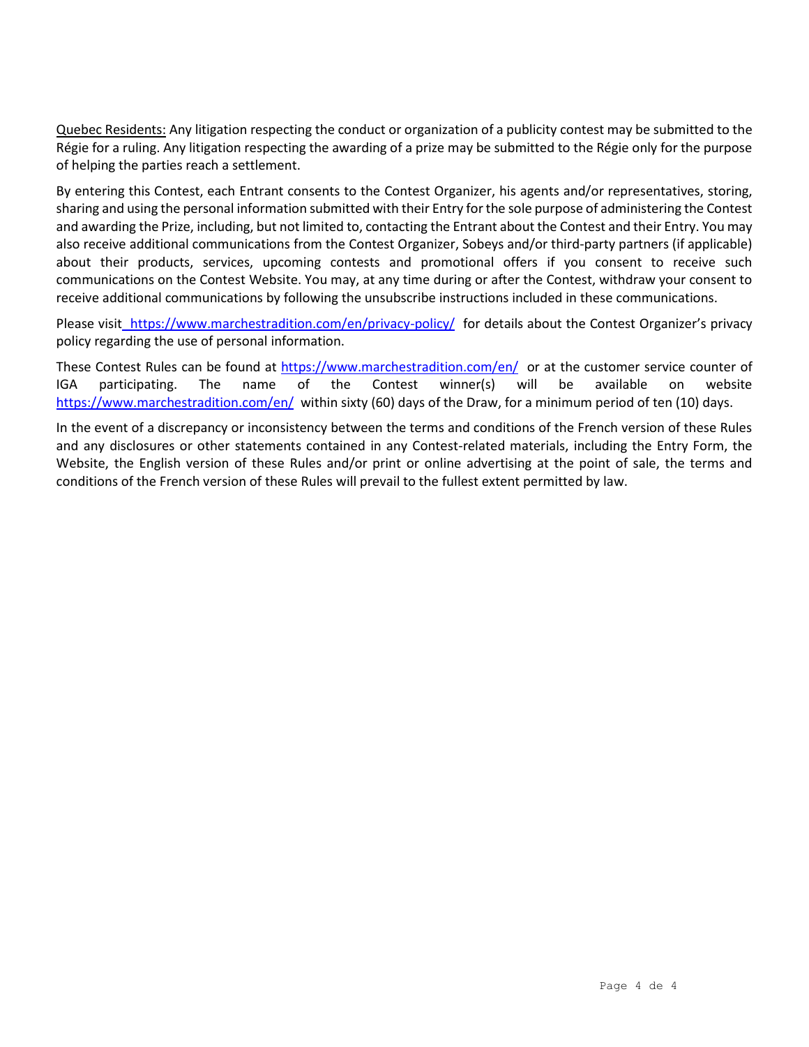Quebec Residents: Any litigation respecting the conduct or organization of a publicity contest may be submitted to the Régie for a ruling. Any litigation respecting the awarding of a prize may be submitted to the Régie only for the purpose of helping the parties reach a settlement.

By entering this Contest, each Entrant consents to the Contest Organizer, his agents and/or representatives, storing, sharing and using the personal information submitted with their Entry for the sole purpose of administering the Contest and awarding the Prize, including, but not limited to, contacting the Entrant about the Contest and their Entry. You may also receive additional communications from the Contest Organizer, Sobeys and/or third-party partners (if applicable) about their products, services, upcoming contests and promotional offers if you consent to receive such communications on the Contest Website. You may, at any time during or after the Contest, withdraw your consent to receive additional communications by following the unsubscribe instructions included in these communications.

Please visit https://www.marchestradition.com/en/privacy-policy/ for details about the Contest Organizer's privacy policy regarding the use of personal information.

These Contest Rules can be found at https://www.marchestradition.com/en/ or at the customer service counter of IGA participating. The name of the Contest winner(s) will be available on website https://www.marchestradition.com/en/ within sixty (60) days of the Draw, for a minimum period of ten (10) days.

In the event of a discrepancy or inconsistency between the terms and conditions of the French version of these Rules and any disclosures or other statements contained in any Contest-related materials, including the Entry Form, the Website, the English version of these Rules and/or print or online advertising at the point of sale, the terms and conditions of the French version of these Rules will prevail to the fullest extent permitted by law.